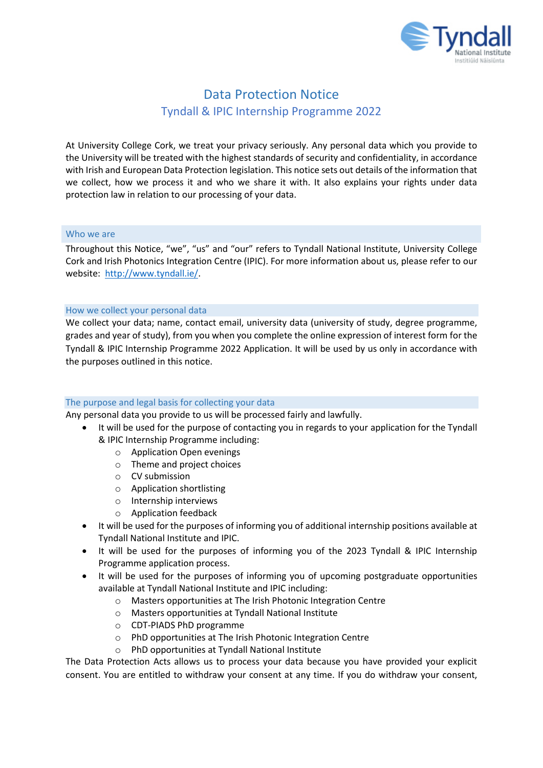# Data Protection Notice

## Tyndall & IPIC Internship Programme 2022

At University College Cork, we treat your privacy seriously. Any personal data which you provide to the University will be treated with the highest standards of security and confidentiality, in accordance with Irish and European Data Protection legislation. This notice sets out details of the information that we collect, how we process it and who we share it with. It also explains your rights under data protection law in relation to our processing of your data.

### Who we are

Throughout this Notice, "we", "us" and "our" refers to Tyndall National Institute, University College Cork and Irish Photonics Integration Centre (IPIC). For more information about us, please refer to our website: [http://www.tyndall.ie/](http://www.tyndall.ie/).

### How we collect your personal data

We collect your data; name, contact email, university data (university of study, degree programme, grades and year of study), from you when you complete the online expression of interest form for the Tyndall & IPIC Internship Programme 2022 Application. It will be used by us only in accordance with the purposes outlined in this notice.

### The purpose and legal basis for collecting your data

Any personal data you provide to us will be processed fairly and lawfully.

- It will be used for the purpose of contacting you in regards to your application for the Tyndall & IPIC Internship Programme including:
  - Application Open evenings
  - Theme and project choices
  - CV submission
  - Application shortlisting
  - Internship interviews
  - Application feedback
- It will be used for the purposes of informing you of additional internship positions available at Tyndall National Institute and IPIC.
- It will be used for the purposes of informing you of the 2023 Tyndall & IPIC Internship Programme application process.
- It will be used for the purposes of informing you of upcoming postgraduate opportunities available at Tyndall National Institute and IPIC including:
  - Masters opportunities at The Irish Photonic Integration Centre
  - Masters opportunities at Tyndall National Institute
  - CDT-PIADS PhD programme
  - PhD opportunities at The Irish Photonic Integration Centre
  - PhD opportunities at Tyndall National Institute

The Data Protection Acts allows us to process your data because you have provided your explicit consent. You are entitled to withdraw your consent at any time. If you do withdraw your consent,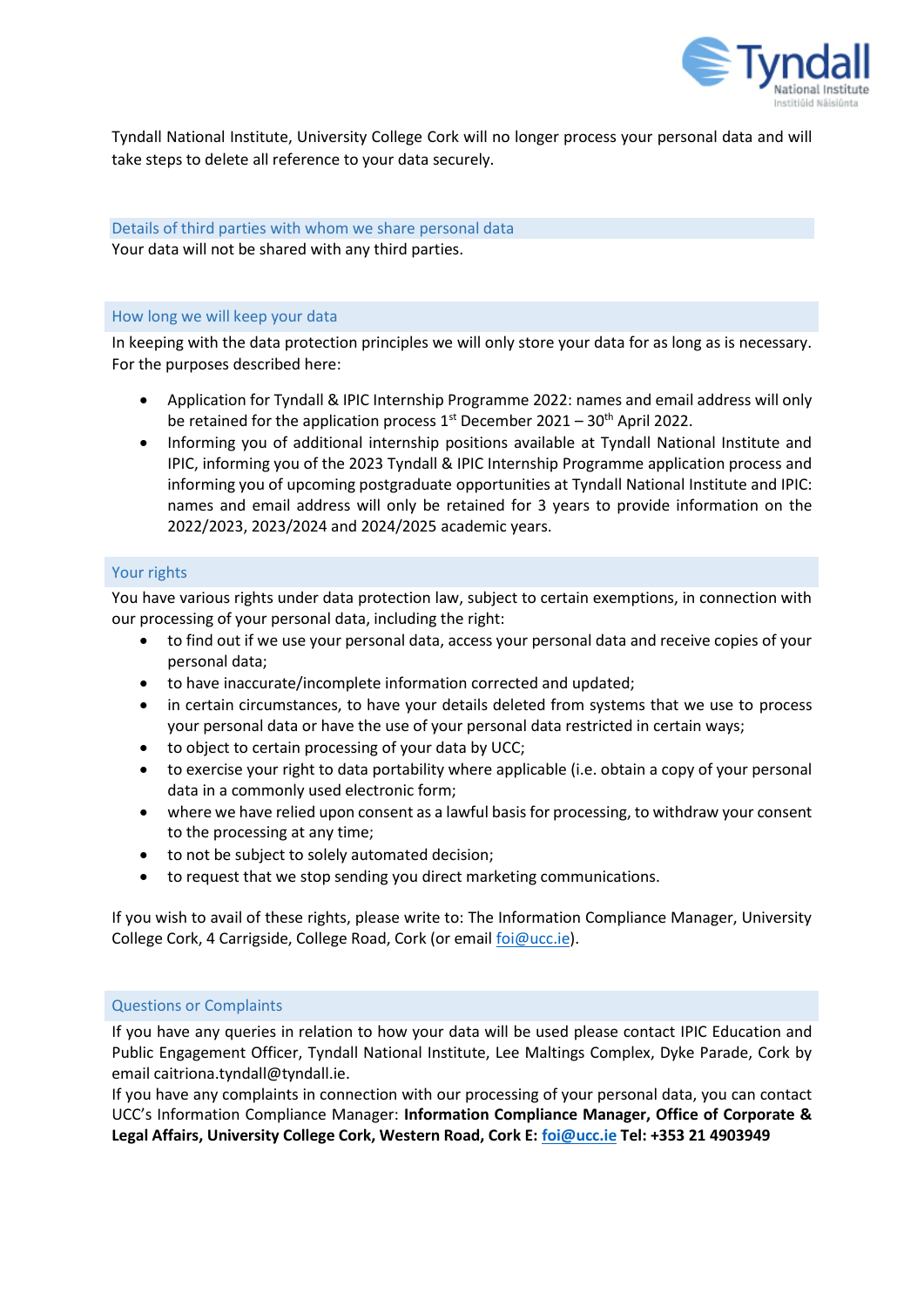Tyndall National Institute, University College Cork will no longer process your personal data and will take steps to delete all reference to your data securely.

## Details of third parties with whom we share personal data

Your data will not be shared with any third parties.

## How long we will keep your data

In keeping with the data protection principles we will only store your data for as long as is necessary. For the purposes described here:

- Application for Tyndall & IPIC Internship Programme 2022: names and email address will only be retained for the application process 1st December 2021 – 30th April 2022.
- Informing you of additional internship positions available at Tyndall National Institute and IPIC, informing you of the 2023 Tyndall & IPIC Internship Programme application process and informing you of upcoming postgraduate opportunities at Tyndall National Institute and IPIC: names and email address will only be retained for 3 years to provide information on the 2022/2023, 2023/2024 and 2024/2025 academic years.

## Your rights

You have various rights under data protection law, subject to certain exemptions, in connection with our processing of your personal data, including the right:

- to find out if we use your personal data, access your personal data and receive copies of your personal data;
- to have inaccurate/incomplete information corrected and updated;
- in certain circumstances, to have your details deleted from systems that we use to process your personal data or have the use of your personal data restricted in certain ways;
- to object to certain processing of your data by UCC;
- to exercise your right to data portability where applicable (i.e. obtain a copy of your personal data in a commonly used electronic form;
- where we have relied upon consent as a lawful basis for processing, to withdraw your consent to the processing at any time;
- to not be subject to solely automated decision;
- to request that we stop sending you direct marketing communications.

If you wish to avail of these rights, please write to: The Information Compliance Manager, University College Cork, 4 Carrigside, College Road, Cork (or email foi@ucc.ie).

## Questions or Complaints

If you have any queries in relation to how your data will be used please contact IPIC Education and Public Engagement Officer, Tyndall National Institute, Lee Maltings Complex, Dyke Parade, Cork by email caitriona.tyndall@tyndall.ie.

If you have any complaints in connection with our processing of your personal data, you can contact UCC's Information Compliance Manager: **Information Compliance Manager, Office of Corporate & Legal Affairs, University College Cork, Western Road, Cork E: foi@ucc.ie Tel: +353 21 4903949**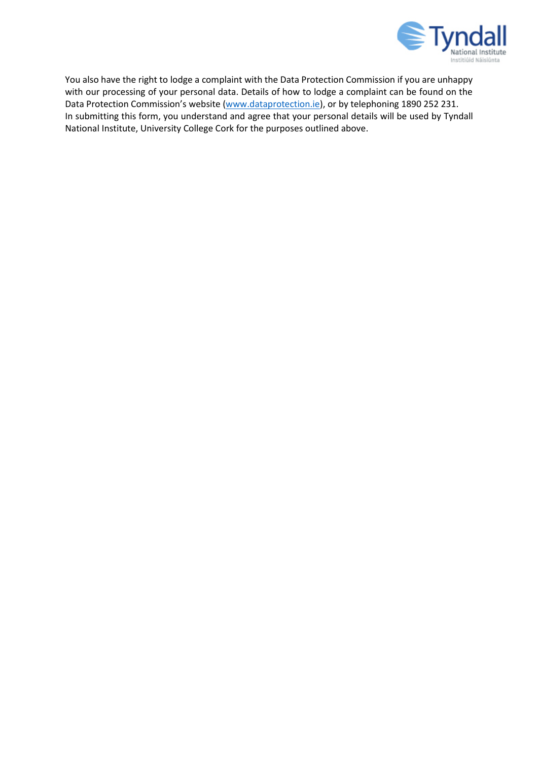You also have the right to lodge a complaint with the Data Protection Commission if you are unhappy with our processing of your personal data. Details of how to lodge a complaint can be found on the Data Protection Commission's website (www.dataprotection.ie), or by telephoning 1890 252 231.
In submitting this form, you understand and agree that your personal details will be used by Tyndall National Institute, University College Cork for the purposes outlined above.